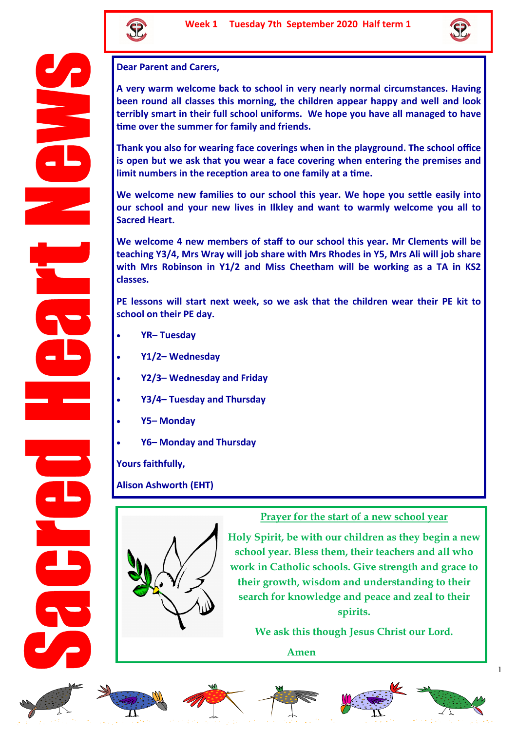# Sacred Heart News

**Week 1 Tuesday 7th September 2020 Half term 1**

**Dear Parent and Carers,**

**A very warm welcome back to school in very nearly normal circumstances. Having been round all classes this morning, the children appear happy and well and look terribly smart in their full school uniforms. We hope you have all managed to have time over the summer for family and friends.**

**Thank you also for wearing face coverings when in the playground. The school office is open but we ask that you wear a face covering when entering the premises and limit numbers in the reception area to one family at a time.**

**We welcome new families to our school this year. We hope you settle easily into our school and your new lives in Ilkley and want to warmly welcome you all to Sacred Heart.**

**We welcome 4 new members of staff to our school this year. Mr Clements will be teaching Y3/4, Mrs Wray will job share with Mrs Rhodes in Y5, Mrs Ali will job share with Mrs Robinson in Y1/2 and Miss Cheetham will be working as a TA in KS2 classes.**

**PE lessons will start next week, so we ask that the children wear their PE kit to school on their PE day.**

- **YR– Tuesday**
- **Y1/2– Wednesday**
- **Y2/3– Wednesday and Friday**
- **Y3/4– Tuesday and Thursday**
- **Y5– Monday**
- **Y6– Monday and Thursday**

**Yours faithfully,**

**Alison Ashworth (EHT)**

## Prayer for the start of a new school year

**Holy Spirit, be with our children as they begin a new school year. Bless them, their teachers and all who work in Catholic schools. Give strength and grace to their growth, wisdom and understanding to their search for knowledge and peace and zeal to their spirits.**

**We ask this though Jesus Christ our Lord.**

**Amen**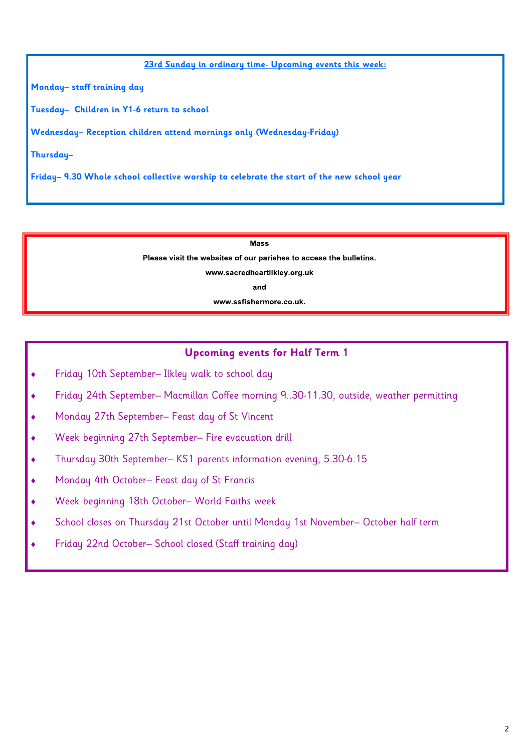**23rd Sunday in ordinary time- Upcoming events this week:**

**Monday– staff training day**

**Tuesday– Children in Y1-6 return to school**

**Wednesday– Reception children attend mornings only (Wednesday-Friday)**

**Thursday–**

**Friday– 9.30 Whole school collective worship to celebrate the start of the new school year**

**Mass**

**Please visit the websites of our parishes to access the bulletins.**

**www.sacredheartilkley.org.uk**

**and**

**www.ssfishermore.co.uk.**

## Upcoming events for Half Term 1

- Friday 10th September– Ilkley walk to school day
- Friday 24th September– Macmillan Coffee morning 9..30-11.30, outside, weather permitting
- Monday 27th September– Feast day of St Vincent
- Week beginning 27th September– Fire evacuation drill
- Thursday 30th September– KS1 parents information evening, 5.30-6.15
- Monday 4th October– Feast day of St Francis
- Week beginning 18th October– World Faiths week
- School closes on Thursday 21st October until Monday 1st November– October half term
- Friday 22nd October– School closed (Staff training day)